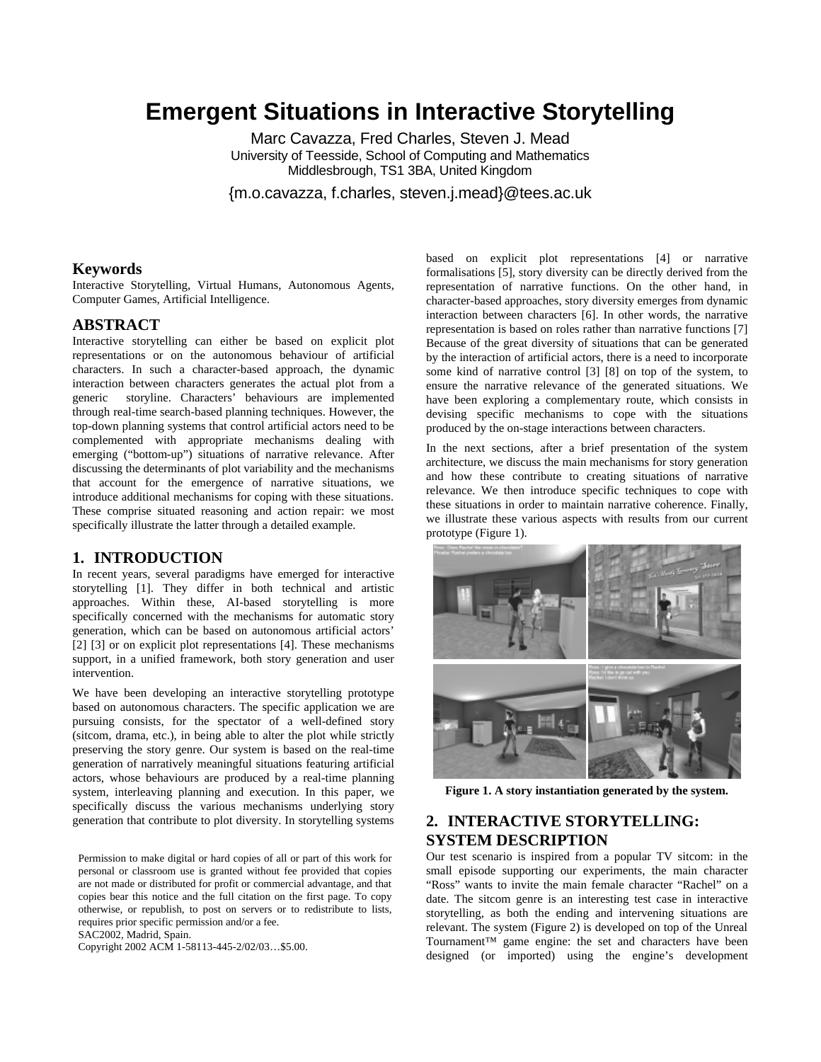# Emergent Situations in Interactive Storytelling

Marc Cavazza, Fred Charles, Steven J. Mead
University of Teesside, School of Computing and Mathematics
Middlesbrough, TS1 3BA, United Kingdom

{m.o.cavazza, f.charles, steven.j.mead}@tees.ac.uk

## Keywords

Interactive Storytelling, Virtual Humans, Autonomous Agents, Computer Games, Artificial Intelligence.

## ABSTRACT

Interactive storytelling can either be based on explicit plot representations or on the autonomous behaviour of artificial characters. In such a character-based approach, the dynamic interaction between characters generates the actual plot from a generic storyline. Characters' behaviours are implemented through real-time search-based planning techniques. However, the top-down planning systems that control artificial actors need to be complemented with appropriate mechanisms dealing with emerging ("bottom-up") situations of narrative relevance. After discussing the determinants of plot variability and the mechanisms that account for the emergence of narrative situations, we introduce additional mechanisms for coping with these situations. These comprise situated reasoning and action repair: we most specifically illustrate the latter through a detailed example.

## 1. INTRODUCTION

In recent years, several paradigms have emerged for interactive storytelling [1]. They differ in both technical and artistic approaches. Within these, AI-based storytelling is more specifically concerned with the mechanisms for automatic story generation, which can be based on autonomous artificial actors' [2] [3] or on explicit plot representations [4]. These mechanisms support, in a unified framework, both story generation and user intervention.

We have been developing an interactive storytelling prototype based on autonomous characters. The specific application we are pursuing consists, for the spectator of a well-defined story (sitcom, drama, etc.), in being able to alter the plot while strictly preserving the story genre. Our system is based on the real-time generation of narratively meaningful situations featuring artificial actors, whose behaviours are produced by a real-time planning system, interleaving planning and execution. In this paper, we specifically discuss the various mechanisms underlying story generation that contribute to plot diversity. In storytelling systems based on explicit plot representations [4] or narrative formalisations [5], story diversity can be directly derived from the representation of narrative functions. On the other hand, in character-based approaches, story diversity emerges from dynamic interaction between characters [6]. In other words, the narrative representation is based on roles rather than narrative functions [7] Because of the great diversity of situations that can be generated by the interaction of artificial actors, there is a need to incorporate some kind of narrative control [3] [8] on top of the system, to ensure the narrative relevance of the generated situations. We have been exploring a complementary route, which consists in devising specific mechanisms to cope with the situations produced by the on-stage interactions between characters.

In the next sections, after a brief presentation of the system architecture, we discuss the main mechanisms for story generation and how these contribute to creating situations of narrative relevance. We then introduce specific techniques to cope with these situations in order to maintain narrative coherence. Finally, we illustrate these various aspects with results from our current prototype (Figure 1).

**Figure 1. A story instantiation generated by the system.**

## 2. INTERACTIVE STORYTELLING: SYSTEM DESCRIPTION

Our test scenario is inspired from a popular TV sitcom: in the small episode supporting our experiments, the main character "Ross" wants to invite the main female character "Rachel" on a date. The sitcom genre is an interesting test case in interactive storytelling, as both the ending and intervening situations are relevant. The system (Figure 2) is developed on top of the Unreal Tournament™ game engine: the set and characters have been designed (or imported) using the engine's development

Permission to make digital or hard copies of all or part of this work for personal or classroom use is granted without fee provided that copies are not made or distributed for profit or commercial advantage, and that copies bear this notice and the full citation on the first page. To copy otherwise, or republish, to post on servers or to redistribute to lists, requires prior specific permission and/or a fee.
SAC2002, Madrid, Spain.
Copyright 2002 ACM 1-58113-445-2/02/03…$5.00.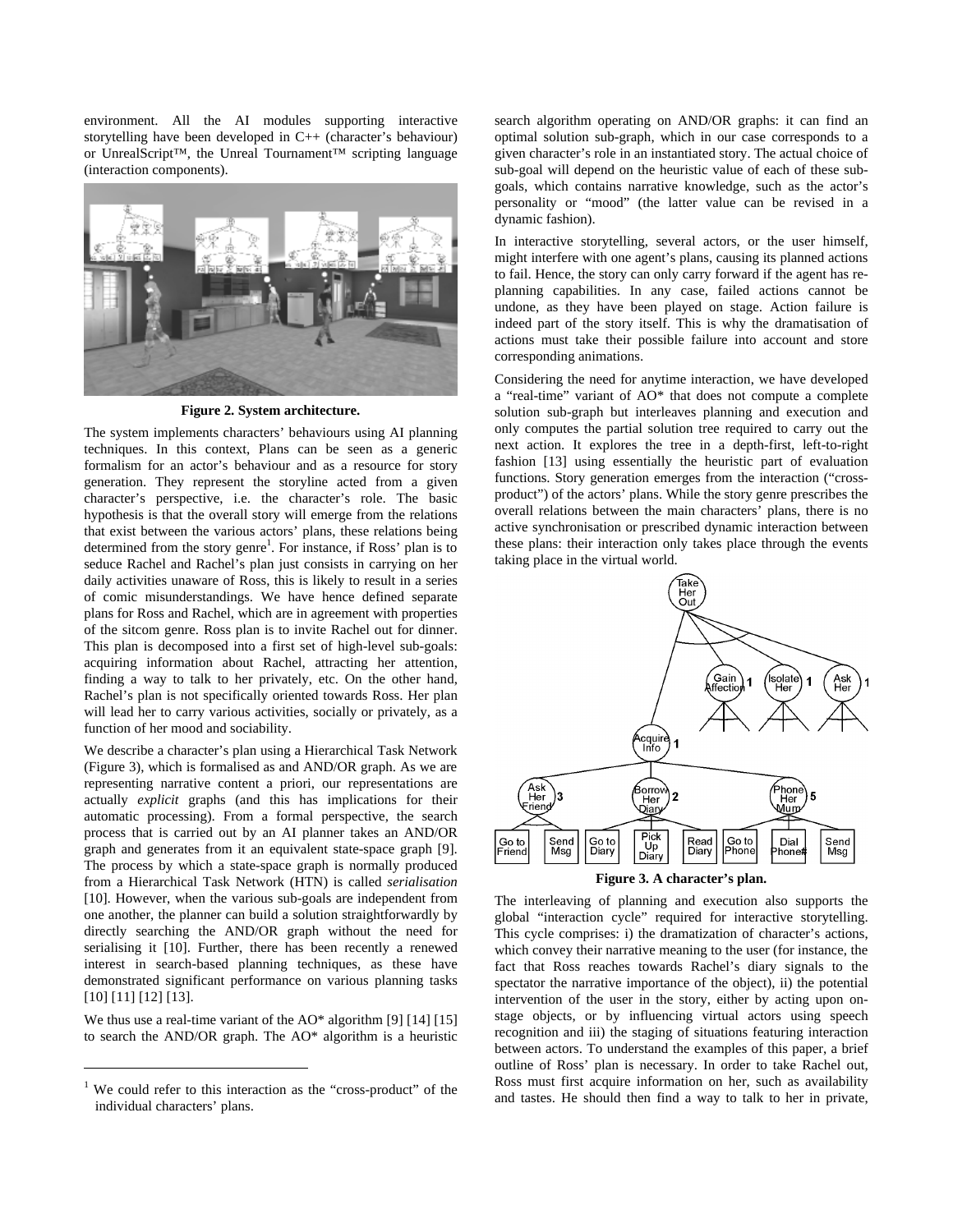environment. All the AI modules supporting interactive storytelling have been developed in C++ (character's behaviour) or UnrealScript™, the Unreal Tournament™ scripting language (interaction components).

**Figure 2. System architecture.**

The system implements characters' behaviours using AI planning techniques. In this context, Plans can be seen as a generic formalism for an actor's behaviour and as a resource for story generation. They represent the storyline acted from a given character's perspective, i.e. the character's role. The basic hypothesis is that the overall story will emerge from the relations that exist between the various actors' plans, these relations being determined from the story genre[1]. For instance, if Ross' plan is to seduce Rachel and Rachel's plan just consists in carrying on her daily activities unaware of Ross, this is likely to result in a series of comic misunderstandings. We have hence defined separate plans for Ross and Rachel, which are in agreement with properties of the sitcom genre. Ross plan is to invite Rachel out for dinner. This plan is decomposed into a first set of high-level sub-goals: acquiring information about Rachel, attracting her attention, finding a way to talk to her privately, etc. On the other hand, Rachel's plan is not specifically oriented towards Ross. Her plan will lead her to carry various activities, socially or privately, as a function of her mood and sociability.

We describe a character's plan using a Hierarchical Task Network (Figure 3), which is formalised as and AND/OR graph. As we are representing narrative content a priori, our representations are actually *explicit* graphs (and this has implications for their automatic processing). From a formal perspective, the search process that is carried out by an AI planner takes an AND/OR graph and generates from it an equivalent state-space graph [9]. The process by which a state-space graph is normally produced from a Hierarchical Task Network (HTN) is called *serialisation* [10]. However, when the various sub-goals are independent from one another, the planner can build a solution straightforwardly by directly searching the AND/OR graph without the need for serialising it [10]. Further, there has been recently a renewed interest in search-based planning techniques, as these have demonstrated significant performance on various planning tasks [10] [11] [12] [13].

We thus use a real-time variant of the AO* algorithm [9] [14] [15] to search the AND/OR graph. The AO* algorithm is a heuristic search algorithm operating on AND/OR graphs: it can find an optimal solution sub-graph, which in our case corresponds to a given character's role in an instantiated story. The actual choice of sub-goal will depend on the heuristic value of each of these sub-goals, which contains narrative knowledge, such as the actor's personality or "mood" (the latter value can be revised in a dynamic fashion).

In interactive storytelling, several actors, or the user himself, might interfere with one agent's plans, causing its planned actions to fail. Hence, the story can only carry forward if the agent has re-planning capabilities. In any case, failed actions cannot be undone, as they have been played on stage. Action failure is indeed part of the story itself. This is why the dramatisation of actions must take their possible failure into account and store corresponding animations.

Considering the need for anytime interaction, we have developed a "real-time" variant of AO* that does not compute a complete solution sub-graph but interleaves planning and execution and only computes the partial solution tree required to carry out the next action. It explores the tree in a depth-first, left-to-right fashion [13] using essentially the heuristic part of evaluation functions. Story generation emerges from the interaction ("cross-product") of the actors' plans. While the story genre prescribes the overall relations between the main characters' plans, there is no active synchronisation or prescribed dynamic interaction between these plans: their interaction only takes place through the events taking place in the virtual world.

**Figure 3. A character's plan.**

The interleaving of planning and execution also supports the global "interaction cycle" required for interactive storytelling. This cycle comprises: i) the dramatization of character's actions, which convey their narrative meaning to the user (for instance, the fact that Ross reaches towards Rachel's diary signals to the spectator the narrative importance of the object), ii) the potential intervention of the user in the story, either by acting upon on-stage objects, or by influencing virtual actors using speech recognition and iii) the staging of situations featuring interaction between actors. To understand the examples of this paper, a brief outline of Ross' plan is necessary. In order to take Rachel out, Ross must first acquire information on her, such as availability and tastes. He should then find a way to talk to her in private,

---

[1] We could refer to this interaction as the "cross-product" of the individual characters' plans.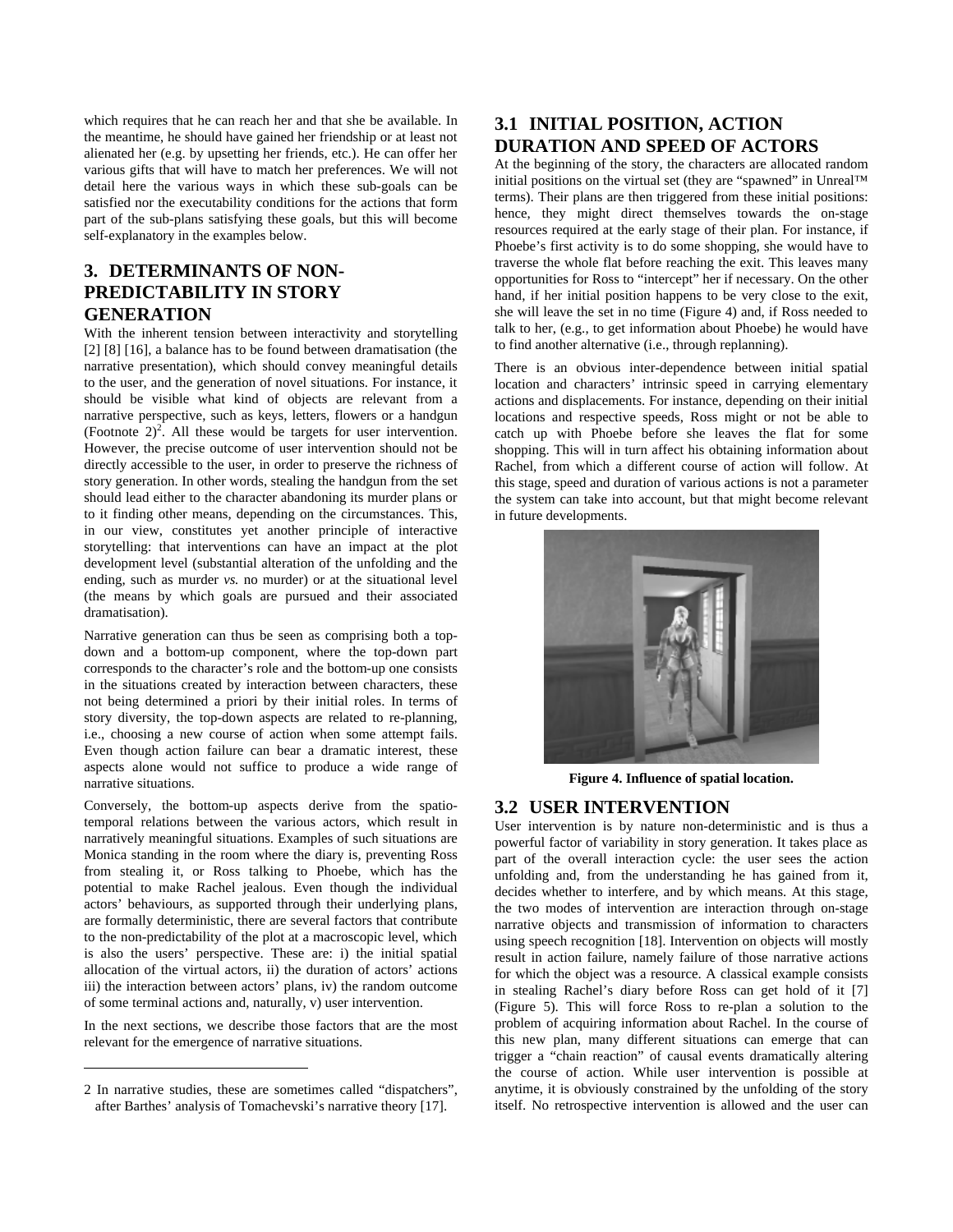which requires that he can reach her and that she be available. In the meantime, he should have gained her friendship or at least not alienated her (e.g. by upsetting her friends, etc.). He can offer her various gifts that will have to match her preferences. We will not detail here the various ways in which these sub-goals can be satisfied nor the executability conditions for the actions that form part of the sub-plans satisfying these goals, but this will become self-explanatory in the examples below.

## 3. DETERMINANTS OF NON-PREDICTABILITY IN STORY GENERATION

With the inherent tension between interactivity and storytelling [2] [8] [16], a balance has to be found between dramatisation (the narrative presentation), which should convey meaningful details to the user, and the generation of novel situations. For instance, it should be visible what kind of objects are relevant from a narrative perspective, such as keys, letters, flowers or a handgun (Footnote 2)[2]. All these would be targets for user intervention. However, the precise outcome of user intervention should not be directly accessible to the user, in order to preserve the richness of story generation. In other words, stealing the handgun from the set should lead either to the character abandoning its murder plans or to it finding other means, depending on the circumstances. This, in our view, constitutes yet another principle of interactive storytelling: that interventions can have an impact at the plot development level (substantial alteration of the unfolding and the ending, such as murder *vs.* no murder) or at the situational level (the means by which goals are pursued and their associated dramatisation).

Narrative generation can thus be seen as comprising both a top-down and a bottom-up component, where the top-down part corresponds to the character's role and the bottom-up one consists in the situations created by interaction between characters, these not being determined a priori by their initial roles. In terms of story diversity, the top-down aspects are related to re-planning, i.e., choosing a new course of action when some attempt fails. Even though action failure can bear a dramatic interest, these aspects alone would not suffice to produce a wide range of narrative situations.

Conversely, the bottom-up aspects derive from the spatio-temporal relations between the various actors, which result in narratively meaningful situations. Examples of such situations are Monica standing in the room where the diary is, preventing Ross from stealing it, or Ross talking to Phoebe, which has the potential to make Rachel jealous. Even though the individual actors' behaviours, as supported through their underlying plans, are formally deterministic, there are several factors that contribute to the non-predictability of the plot at a macroscopic level, which is also the users' perspective. These are: i) the initial spatial allocation of the virtual actors, ii) the duration of actors' actions iii) the interaction between actors' plans, iv) the random outcome of some terminal actions and, naturally, v) user intervention.

In the next sections, we describe those factors that are the most relevant for the emergence of narrative situations.

### 3.1 INITIAL POSITION, ACTION DURATION AND SPEED OF ACTORS

At the beginning of the story, the characters are allocated random initial positions on the virtual set (they are "spawned" in Unreal™ terms). Their plans are then triggered from these initial positions: hence, they might direct themselves towards the on-stage resources required at the early stage of their plan. For instance, if Phoebe's first activity is to do some shopping, she would have to traverse the whole flat before reaching the exit. This leaves many opportunities for Ross to "intercept" her if necessary. On the other hand, if her initial position happens to be very close to the exit, she will leave the set in no time (Figure 4) and, if Ross needed to talk to her, (e.g., to get information about Phoebe) he would have to find another alternative (i.e., through replanning).

There is an obvious inter-dependence between initial spatial location and characters' intrinsic speed in carrying elementary actions and displacements. For instance, depending on their initial locations and respective speeds, Ross might or not be able to catch up with Phoebe before she leaves the flat for some shopping. This will in turn affect his obtaining information about Rachel, from which a different course of action will follow. At this stage, speed and duration of various actions is not a parameter the system can take into account, but that might become relevant in future developments.

**Figure 4. Influence of spatial location.**

### 3.2 USER INTERVENTION

User intervention is by nature non-deterministic and is thus a powerful factor of variability in story generation. It takes place as part of the overall interaction cycle: the user sees the action unfolding and, from the understanding he has gained from it, decides whether to interfere, and by which means. At this stage, the two modes of intervention are interaction through on-stage narrative objects and transmission of information to characters using speech recognition [18]. Intervention on objects will mostly result in action failure, namely failure of those narrative actions for which the object was a resource. A classical example consists in stealing Rachel's diary before Ross can get hold of it [7] (Figure 5). This will force Ross to re-plan a solution to the problem of acquiring information about Rachel. In the course of this new plan, many different situations can emerge that can trigger a "chain reaction" of causal events dramatically altering the course of action. While user intervention is possible at anytime, it is obviously constrained by the unfolding of the story itself. No retrospective intervention is allowed and the user can

2 In narrative studies, these are sometimes called "dispatchers", after Barthes' analysis of Tomachevski's narrative theory [17].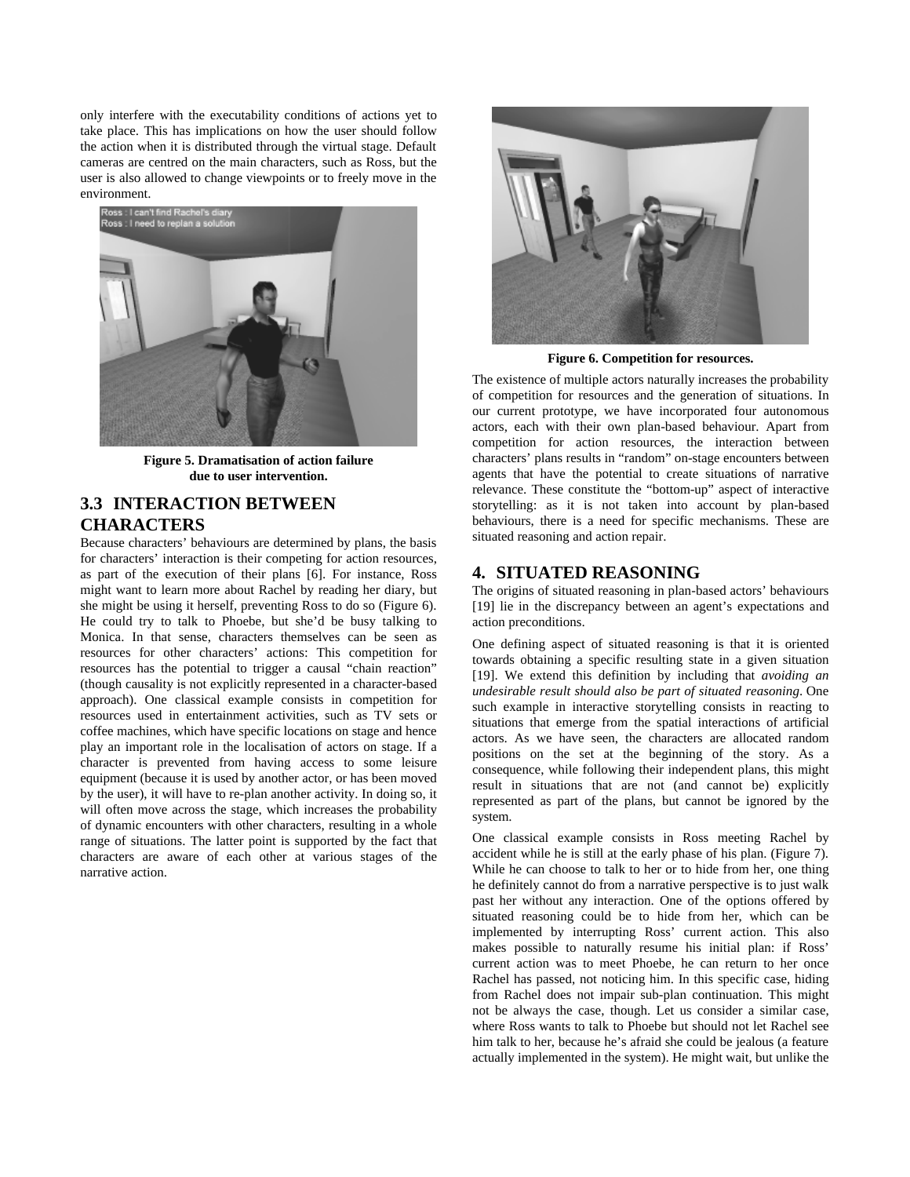only interfere with the executability conditions of actions yet to take place. This has implications on how the user should follow the action when it is distributed through the virtual stage. Default cameras are centred on the main characters, such as Ross, but the user is also allowed to change viewpoints or to freely move in the environment.

**Figure 5. Dramatisation of action failure due to user intervention.**

### 3.3 INTERACTION BETWEEN CHARACTERS

Because characters' behaviours are determined by plans, the basis for characters' interaction is their competing for action resources, as part of the execution of their plans [6]. For instance, Ross might want to learn more about Rachel by reading her diary, but she might be using it herself, preventing Ross to do so (Figure 6). He could try to talk to Phoebe, but she'd be busy talking to Monica. In that sense, characters themselves can be seen as resources for other characters' actions: This competition for resources has the potential to trigger a causal "chain reaction" (though causality is not explicitly represented in a character-based approach). One classical example consists in competition for resources used in entertainment activities, such as TV sets or coffee machines, which have specific locations on stage and hence play an important role in the localisation of actors on stage. If a character is prevented from having access to some leisure equipment (because it is used by another actor, or has been moved by the user), it will have to re-plan another activity. In doing so, it will often move across the stage, which increases the probability of dynamic encounters with other characters, resulting in a whole range of situations. The latter point is supported by the fact that characters are aware of each other at various stages of the narrative action.

**Figure 6. Competition for resources.**

The existence of multiple actors naturally increases the probability of competition for resources and the generation of situations. In our current prototype, we have incorporated four autonomous actors, each with their own plan-based behaviour. Apart from competition for action resources, the interaction between characters' plans results in "random" on-stage encounters between agents that have the potential to create situations of narrative relevance. These constitute the "bottom-up" aspect of interactive storytelling: as it is not taken into account by plan-based behaviours, there is a need for specific mechanisms. These are situated reasoning and action repair.

## 4. SITUATED REASONING

The origins of situated reasoning in plan-based actors' behaviours [19] lie in the discrepancy between an agent's expectations and action preconditions.

One defining aspect of situated reasoning is that it is oriented towards obtaining a specific resulting state in a given situation [19]. We extend this definition by including that *avoiding an undesirable result should also be part of situated reasoning*. One such example in interactive storytelling consists in reacting to situations that emerge from the spatial interactions of artificial actors. As we have seen, the characters are allocated random positions on the set at the beginning of the story. As a consequence, while following their independent plans, this might result in situations that are not (and cannot be) explicitly represented as part of the plans, but cannot be ignored by the system.

One classical example consists in Ross meeting Rachel by accident while he is still at the early phase of his plan. (Figure 7). While he can choose to talk to her or to hide from her, one thing he definitely cannot do from a narrative perspective is to just walk past her without any interaction. One of the options offered by situated reasoning could be to hide from her, which can be implemented by interrupting Ross' current action. This also makes possible to naturally resume his initial plan: if Ross' current action was to meet Phoebe, he can return to her once Rachel has passed, not noticing him. In this specific case, hiding from Rachel does not impair sub-plan continuation. This might not be always the case, though. Let us consider a similar case, where Ross wants to talk to Phoebe but should not let Rachel see him talk to her, because he's afraid she could be jealous (a feature actually implemented in the system). He might wait, but unlike the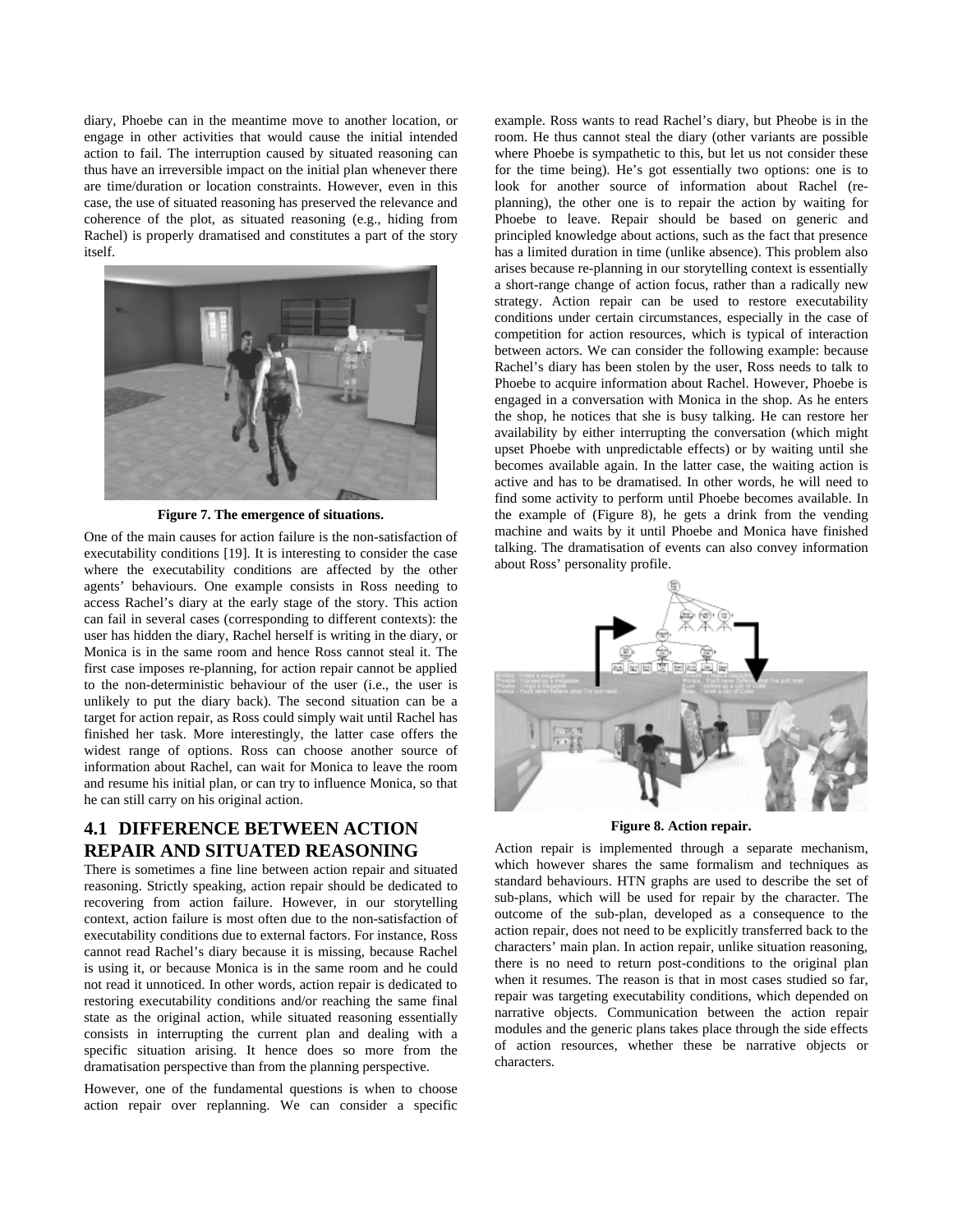diary, Phoebe can in the meantime move to another location, or engage in other activities that would cause the initial intended action to fail. The interruption caused by situated reasoning can thus have an irreversible impact on the initial plan whenever there are time/duration or location constraints. However, even in this case, the use of situated reasoning has preserved the relevance and coherence of the plot, as situated reasoning (e.g., hiding from Rachel) is properly dramatised and constitutes a part of the story itself.

**Figure 7. The emergence of situations.**

One of the main causes for action failure is the non-satisfaction of executability conditions [19]. It is interesting to consider the case where the executability conditions are affected by the other agents' behaviours. One example consists in Ross needing to access Rachel's diary at the early stage of the story. This action can fail in several cases (corresponding to different contexts): the user has hidden the diary, Rachel herself is writing in the diary, or Monica is in the same room and hence Ross cannot steal it. The first case imposes re-planning, for action repair cannot be applied to the non-deterministic behaviour of the user (i.e., the user is unlikely to put the diary back). The second situation can be a target for action repair, as Ross could simply wait until Rachel has finished her task. More interestingly, the latter case offers the widest range of options. Ross can choose another source of information about Rachel, can wait for Monica to leave the room and resume his initial plan, or can try to influence Monica, so that he can still carry on his original action.

## 4.1 DIFFERENCE BETWEEN ACTION REPAIR AND SITUATED REASONING

There is sometimes a fine line between action repair and situated reasoning. Strictly speaking, action repair should be dedicated to recovering from action failure. However, in our storytelling context, action failure is most often due to the non-satisfaction of executability conditions due to external factors. For instance, Ross cannot read Rachel's diary because it is missing, because Rachel is using it, or because Monica is in the same room and he could not read it unnoticed. In other words, action repair is dedicated to restoring executability conditions and/or reaching the same final state as the original action, while situated reasoning essentially consists in interrupting the current plan and dealing with a specific situation arising. It hence does so more from the dramatisation perspective than from the planning perspective.

However, one of the fundamental questions is when to choose action repair over replanning. We can consider a specific example. Ross wants to read Rachel's diary, but Pheobe is in the room. He thus cannot steal the diary (other variants are possible where Phoebe is sympathetic to this, but let us not consider these for the time being). He's got essentially two options: one is to look for another source of information about Rachel (re-planning), the other one is to repair the action by waiting for Phoebe to leave. Repair should be based on generic and principled knowledge about actions, such as the fact that presence has a limited duration in time (unlike absence). This problem also arises because re-planning in our storytelling context is essentially a short-range change of action focus, rather than a radically new strategy. Action repair can be used to restore executability conditions under certain circumstances, especially in the case of competition for action resources, which is typical of interaction between actors. We can consider the following example: because Rachel's diary has been stolen by the user, Ross needs to talk to Phoebe to acquire information about Rachel. However, Phoebe is engaged in a conversation with Monica in the shop. As he enters the shop, he notices that she is busy talking. He can restore her availability by either interrupting the conversation (which might upset Phoebe with unpredictable effects) or by waiting until she becomes available again. In the latter case, the waiting action is active and has to be dramatised. In other words, he will need to find some activity to perform until Phoebe becomes available. In the example of (Figure 8), he gets a drink from the vending machine and waits by it until Phoebe and Monica have finished talking. The dramatisation of events can also convey information about Ross' personality profile.

**Figure 8. Action repair.**

Action repair is implemented through a separate mechanism, which however shares the same formalism and techniques as standard behaviours. HTN graphs are used to describe the set of sub-plans, which will be used for repair by the character. The outcome of the sub-plan, developed as a consequence to the action repair, does not need to be explicitly transferred back to the characters' main plan. In action repair, unlike situation reasoning, there is no need to return post-conditions to the original plan when it resumes. The reason is that in most cases studied so far, repair was targeting executability conditions, which depended on narrative objects. Communication between the action repair modules and the generic plans takes place through the side effects of action resources, whether these be narrative objects or characters.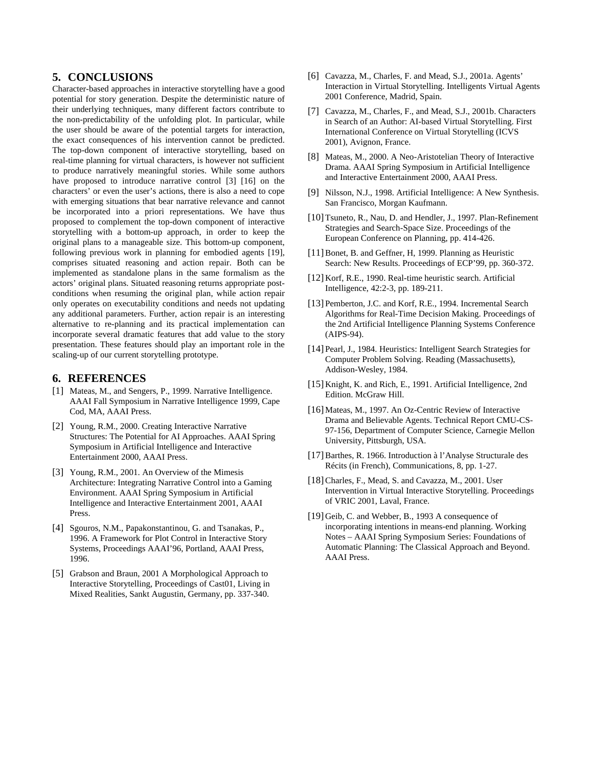## 5. CONCLUSIONS

Character-based approaches in interactive storytelling have a good potential for story generation. Despite the deterministic nature of their underlying techniques, many different factors contribute to the non-predictability of the unfolding plot. In particular, while the user should be aware of the potential targets for interaction, the exact consequences of his intervention cannot be predicted. The top-down component of interactive storytelling, based on real-time planning for virtual characters, is however not sufficient to produce narratively meaningful stories. While some authors have proposed to introduce narrative control [3] [16] on the characters' or even the user's actions, there is also a need to cope with emerging situations that bear narrative relevance and cannot be incorporated into a priori representations. We have thus proposed to complement the top-down component of interactive storytelling with a bottom-up approach, in order to keep the original plans to a manageable size. This bottom-up component, following previous work in planning for embodied agents [19], comprises situated reasoning and action repair. Both can be implemented as standalone plans in the same formalism as the actors' original plans. Situated reasoning returns appropriate post-conditions when resuming the original plan, while action repair only operates on executability conditions and needs not updating any additional parameters. Further, action repair is an interesting alternative to re-planning and its practical implementation can incorporate several dramatic features that add value to the story presentation. These features should play an important role in the scaling-up of our current storytelling prototype.

## 6. REFERENCES

[1] Mateas, M., and Sengers, P., 1999. Narrative Intelligence. AAAI Fall Symposium in Narrative Intelligence 1999, Cape Cod, MA, AAAI Press.

[2] Young, R.M., 2000. Creating Interactive Narrative Structures: The Potential for AI Approaches. AAAI Spring Symposium in Artificial Intelligence and Interactive Entertainment 2000, AAAI Press.

[3] Young, R.M., 2001. An Overview of the Mimesis Architecture: Integrating Narrative Control into a Gaming Environment. AAAI Spring Symposium in Artificial Intelligence and Interactive Entertainment 2001, AAAI Press.

[4] Sgouros, N.M., Papakonstantinou, G. and Tsanakas, P., 1996. A Framework for Plot Control in Interactive Story Systems, Proceedings AAAI'96, Portland, AAAI Press, 1996.

[5] Grabson and Braun, 2001 A Morphological Approach to Interactive Storytelling, Proceedings of Cast01, Living in Mixed Realities, Sankt Augustin, Germany, pp. 337-340.

[6] Cavazza, M., Charles, F. and Mead, S.J., 2001a. Agents' Interaction in Virtual Storytelling. Intelligents Virtual Agents 2001 Conference, Madrid, Spain.

[7] Cavazza, M., Charles, F., and Mead, S.J., 2001b. Characters in Search of an Author: AI-based Virtual Storytelling. First International Conference on Virtual Storytelling (ICVS 2001), Avignon, France.

[8] Mateas, M., 2000. A Neo-Aristotelian Theory of Interactive Drama. AAAI Spring Symposium in Artificial Intelligence and Interactive Entertainment 2000, AAAI Press.

[9] Nilsson, N.J., 1998. Artificial Intelligence: A New Synthesis. San Francisco, Morgan Kaufmann.

[10] Tsuneto, R., Nau, D. and Hendler, J., 1997. Plan-Refinement Strategies and Search-Space Size. Proceedings of the European Conference on Planning, pp. 414-426.

[11] Bonet, B. and Geffner, H, 1999. Planning as Heuristic Search: New Results. Proceedings of ECP'99, pp. 360-372.

[12] Korf, R.E., 1990. Real-time heuristic search. Artificial Intelligence, 42:2-3, pp. 189-211.

[13] Pemberton, J.C. and Korf, R.E., 1994. Incremental Search Algorithms for Real-Time Decision Making. Proceedings of the 2nd Artificial Intelligence Planning Systems Conference (AIPS-94).

[14] Pearl, J., 1984. Heuristics: Intelligent Search Strategies for Computer Problem Solving. Reading (Massachusetts), Addison-Wesley, 1984.

[15] Knight, K. and Rich, E., 1991. Artificial Intelligence, 2nd Edition. McGraw Hill.

[16] Mateas, M., 1997. An Oz-Centric Review of Interactive Drama and Believable Agents. Technical Report CMU-CS-97-156, Department of Computer Science, Carnegie Mellon University, Pittsburgh, USA.

[17] Barthes, R. 1966. Introduction à l'Analyse Structurale des Récits (in French), Communications, 8, pp. 1-27.

[18] Charles, F., Mead, S. and Cavazza, M., 2001. User Intervention in Virtual Interactive Storytelling. Proceedings of VRIC 2001, Laval, France.

[19] Geib, C. and Webber, B., 1993 A consequence of incorporating intentions in means-end planning. Working Notes – AAAI Spring Symposium Series: Foundations of Automatic Planning: The Classical Approach and Beyond. AAAI Press.